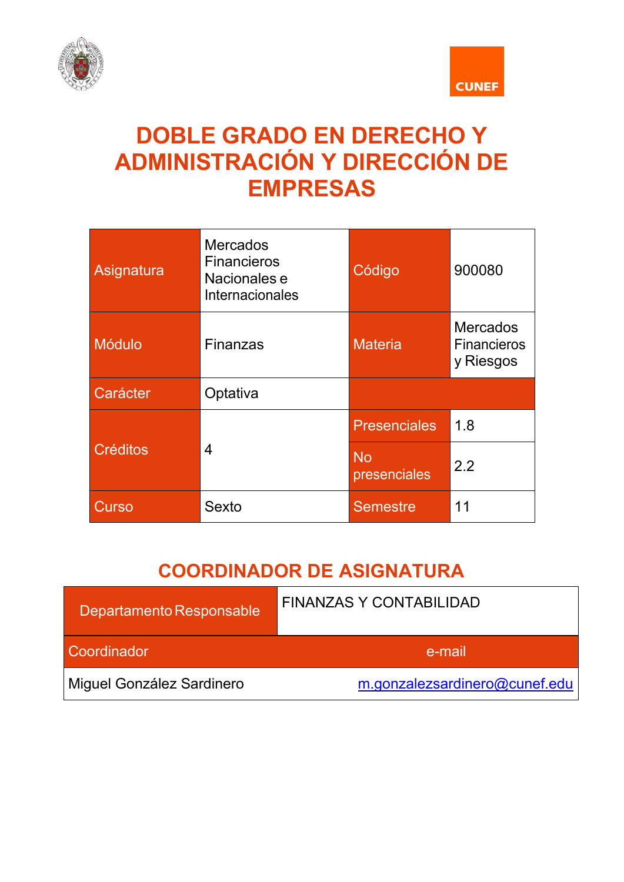CUNEF

# DOBLE GRADO EN DERECHO Y ADMINISTRACIÓN Y DIRECCIÓN DE EMPRESAS

| Asignatura | Mercados Financieros Nacionales e Internacionales | Código | 900080 |
|---|---|---|---|
| Módulo | Finanzas | Materia | Mercados Financieros y Riesgos |
| Carácter | Optativa | | |
| Créditos | 4 | Presenciales | 1.8 |
| | | No presenciales | 2.2 |
| Curso | Sexto | Semestre | 11 |

## COORDINADOR DE ASIGNATURA

| Departamento Responsable | FINANZAS Y CONTABILIDAD |
|---|---|
| **Coordinador** | **e-mail** |
| Miguel González Sardinero | m.gonzalezsardinero@cunef.edu |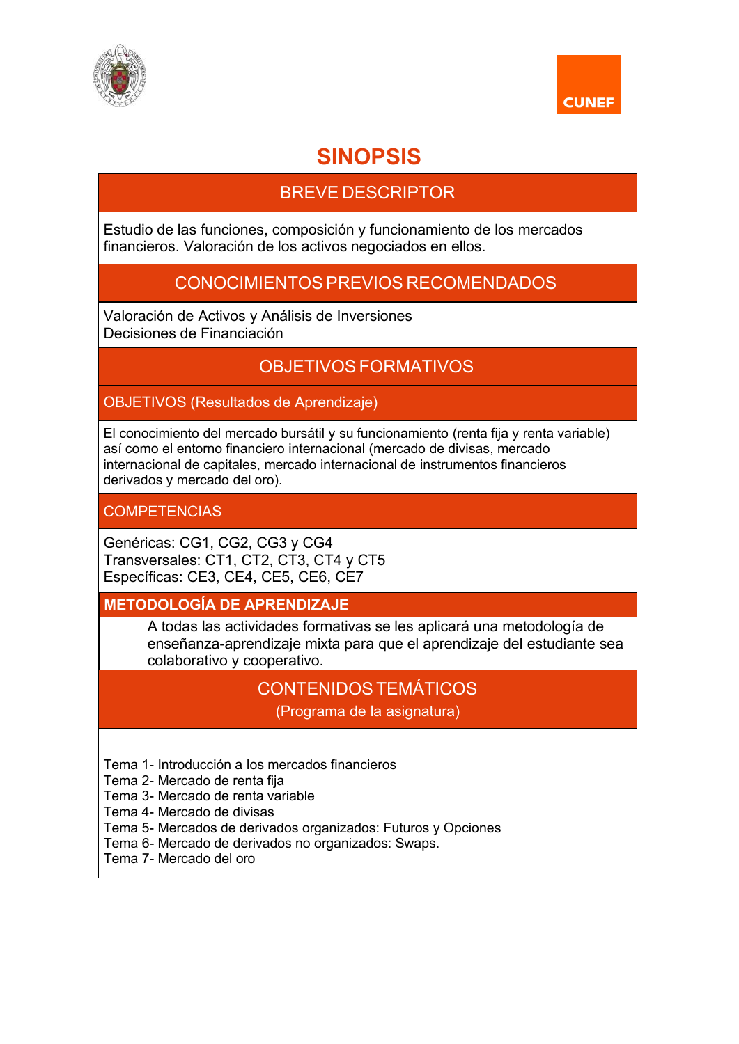# SINOPSIS

## BREVE DESCRIPTOR

Estudio de las funciones, composición y funcionamiento de los mercados financieros. Valoración de los activos negociados en ellos.

## CONOCIMIENTOS PREVIOS RECOMENDADOS

Valoración de Activos y Análisis de Inversiones
Decisiones de Financiación

## OBJETIVOS FORMATIVOS

### OBJETIVOS (Resultados de Aprendizaje)

El conocimiento del mercado bursátil y su funcionamiento (renta fija y renta variable) así como el entorno financiero internacional (mercado de divisas, mercado internacional de capitales, mercado internacional de instrumentos financieros derivados y mercado del oro).

### COMPETENCIAS

Genéricas: CG1, CG2, CG3 y CG4
Transversales: CT1, CT2, CT3, CT4 y CT5
Específicas: CE3, CE4, CE5, CE6, CE7

## METODOLOGÍA DE APRENDIZAJE

A todas las actividades formativas se les aplicará una metodología de enseñanza-aprendizaje mixta para que el aprendizaje del estudiante sea colaborativo y cooperativo.

## CONTENIDOS TEMÁTICOS

(Programa de la asignatura)

Tema 1- Introducción a los mercados financieros
Tema 2- Mercado de renta fija
Tema 3- Mercado de renta variable
Tema 4- Mercado de divisas
Tema 5- Mercados de derivados organizados: Futuros y Opciones
Tema 6- Mercado de derivados no organizados: Swaps.
Tema 7- Mercado del oro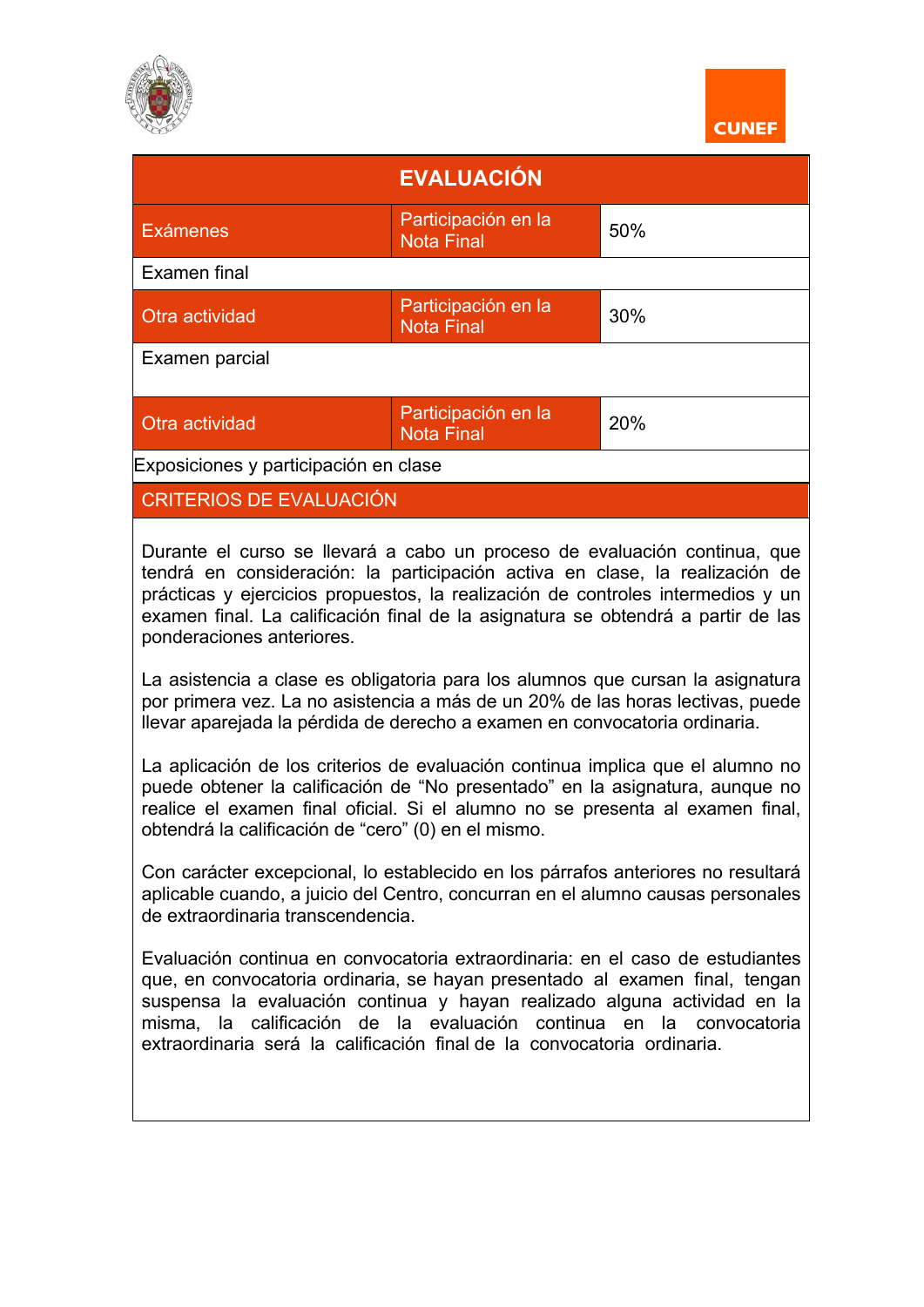## EVALUACIÓN

| Exámenes | Participación en la Nota Final | 50% |
|---|---|---|
| Examen final | | |
| Otra actividad | Participación en la Nota Final | 30% |
| Examen parcial | | |
| Otra actividad | Participación en la Nota Final | 20% |
| Exposiciones y participación en clase | | |

## CRITERIOS DE EVALUACIÓN

Durante el curso se llevará a cabo un proceso de evaluación continua, que tendrá en consideración: la participación activa en clase, la realización de prácticas y ejercicios propuestos, la realización de controles intermedios y un examen final. La calificación final de la asignatura se obtendrá a partir de las ponderaciones anteriores.

La asistencia a clase es obligatoria para los alumnos que cursan la asignatura por primera vez. La no asistencia a más de un 20% de las horas lectivas, puede llevar aparejada la pérdida de derecho a examen en convocatoria ordinaria.

La aplicación de los criterios de evaluación continua implica que el alumno no puede obtener la calificación de "No presentado" en la asignatura, aunque no realice el examen final oficial. Si el alumno no se presenta al examen final, obtendrá la calificación de "cero" (0) en el mismo.

Con carácter excepcional, lo establecido en los párrafos anteriores no resultará aplicable cuando, a juicio del Centro, concurran en el alumno causas personales de extraordinaria transcendencia.

Evaluación continua en convocatoria extraordinaria: en el caso de estudiantes que, en convocatoria ordinaria, se hayan presentado al examen final, tengan suspensa la evaluación continua y hayan realizado alguna actividad en la misma, la calificación de la evaluación continua en la convocatoria extraordinaria será la calificación final de la convocatoria ordinaria.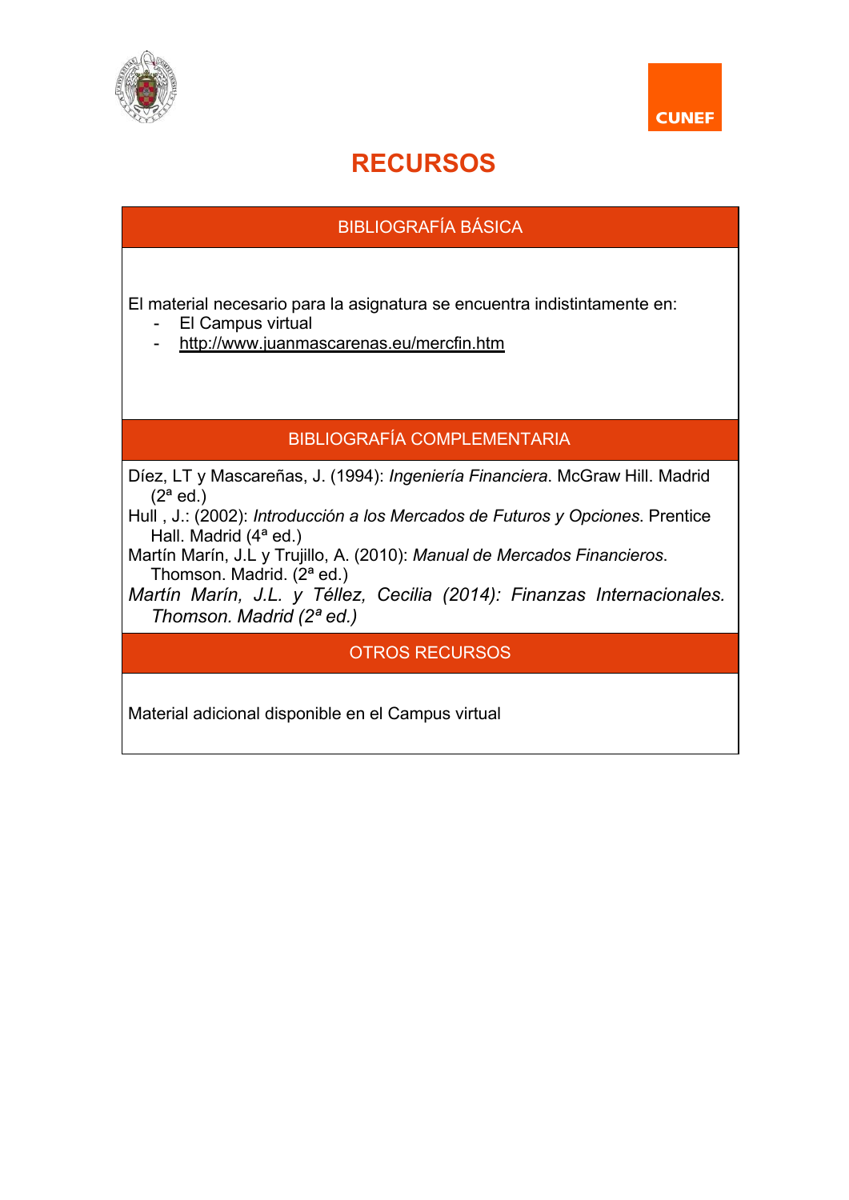# RECURSOS

## BIBLIOGRAFÍA BÁSICA

El material necesario para la asignatura se encuentra indistintamente en:

- El Campus virtual
- http://www.juanmascarenas.eu/mercfin.htm

## BIBLIOGRAFÍA COMPLEMENTARIA

Díez, LT y Mascareñas, J. (1994): *Ingeniería Financiera*. McGraw Hill. Madrid (2ª ed.)

Hull , J.: (2002): *Introducción a los Mercados de Futuros y Opciones*. Prentice Hall. Madrid (4ª ed.)

Martín Marín, J.L y Trujillo, A. (2010): *Manual de Mercados Financieros*. Thomson. Madrid. (2ª ed.)

*Martín Marín, J.L. y Téllez, Cecilia (2014): Finanzas Internacionales. Thomson. Madrid (2ª ed.)*

## OTROS RECURSOS

Material adicional disponible en el Campus virtual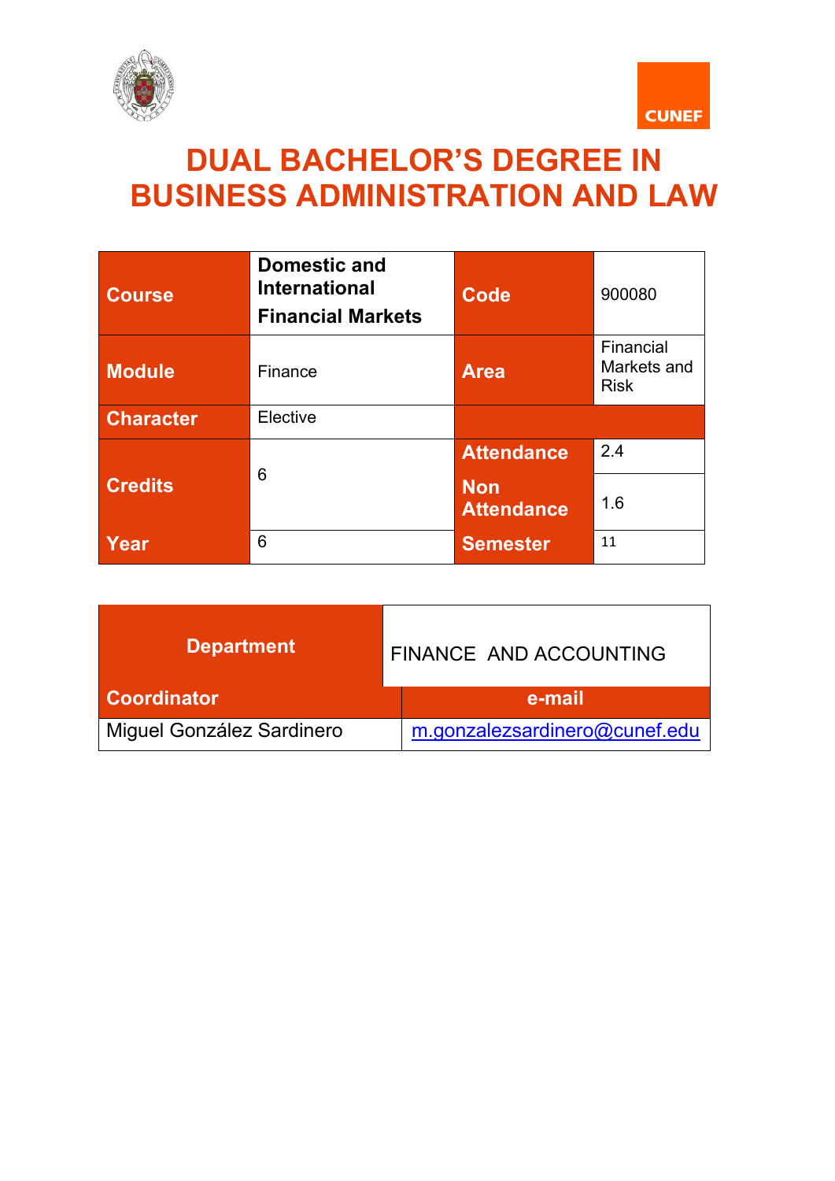# DUAL BACHELOR'S DEGREE IN BUSINESS ADMINISTRATION AND LAW

| Course | Domestic and International Financial Markets | Code | 900080 |
|---|---|---|---|
| Module | Finance | Area | Financial Markets and Risk |
| Character | Elective | | |
| Credits | 6 | Attendance | 2.4 |
| | | Non Attendance | 1.6 |
| Year | 6 | Semester | 11 |

| Department | FINANCE AND ACCOUNTING |
|---|---|
| Coordinator | e-mail |
| Miguel González Sardinero | m.gonzalezsardinero@cunef.edu |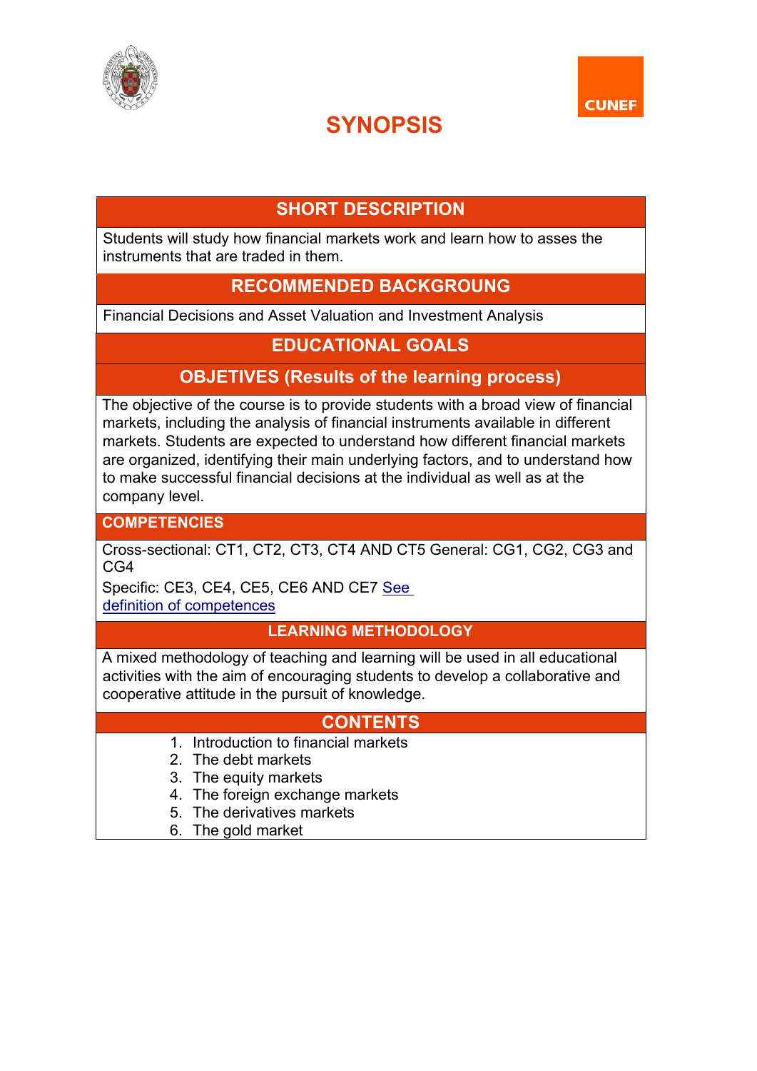# SYNOPSIS

## SHORT DESCRIPTION

Students will study how financial markets work and learn how to asses the instruments that are traded in them.

## RECOMMENDED BACKGROUNG

Financial Decisions and Asset Valuation and Investment Analysis

## EDUCATIONAL GOALS

### OBJETIVES (Results of the learning process)

The objective of the course is to provide students with a broad view of financial markets, including the analysis of financial instruments available in different markets. Students are expected to understand how different financial markets are organized, identifying their main underlying factors, and to understand how to make successful financial decisions at the individual as well as at the company level.

### COMPETENCIES

Cross-sectional: CT1, CT2, CT3, CT4 AND CT5 General: CG1, CG2, CG3 and CG4

Specific: CE3, CE4, CE5, CE6 AND CE7 [See definition of competences]

## LEARNING METHODOLOGY

A mixed methodology of teaching and learning will be used in all educational activities with the aim of encouraging students to develop a collaborative and cooperative attitude in the pursuit of knowledge.

## CONTENTS

1. Introduction to financial markets
2. The debt markets
3. The equity markets
4. The foreign exchange markets
5. The derivatives markets
6. The gold market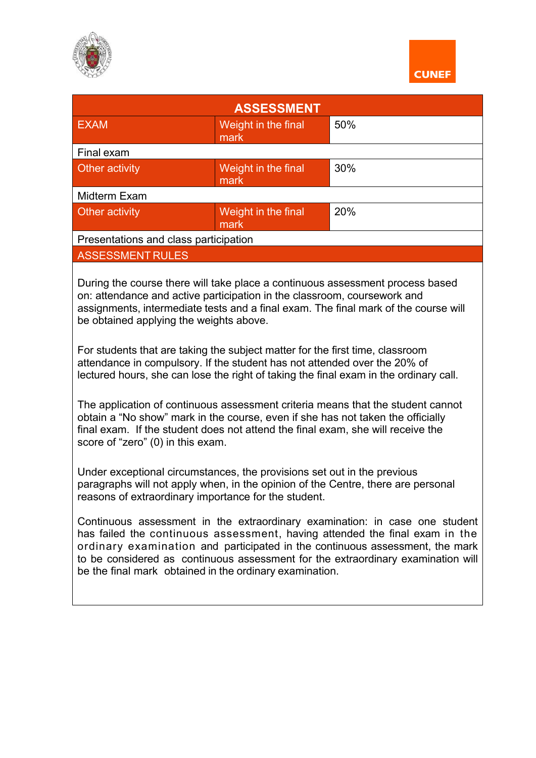## ASSESSMENT

| EXAM | Weight in the final mark | 50% |
|---|---|---|
| Final exam | | |
| Other activity | Weight in the final mark | 30% |
| Midterm Exam | | |
| Other activity | Weight in the final mark | 20% |
| Presentations and class participation | | |

### ASSESSMENT RULES

During the course there will take place a continuous assessment process based on: attendance and active participation in the classroom, coursework and assignments, intermediate tests and a final exam. The final mark of the course will be obtained applying the weights above.

For students that are taking the subject matter for the first time, classroom attendance in compulsory. If the student has not attended over the 20% of lectured hours, she can lose the right of taking the final exam in the ordinary call.

The application of continuous assessment criteria means that the student cannot obtain a "No show" mark in the course, even if she has not taken the officially final exam. If the student does not attend the final exam, she will receive the score of "zero" (0) in this exam.

Under exceptional circumstances, the provisions set out in the previous paragraphs will not apply when, in the opinion of the Centre, there are personal reasons of extraordinary importance for the student.

Continuous assessment in the extraordinary examination: in case one student has failed the continuous assessment, having attended the final exam in the ordinary examination and participated in the continuous assessment, the mark to be considered as continuous assessment for the extraordinary examination will be the final mark obtained in the ordinary examination.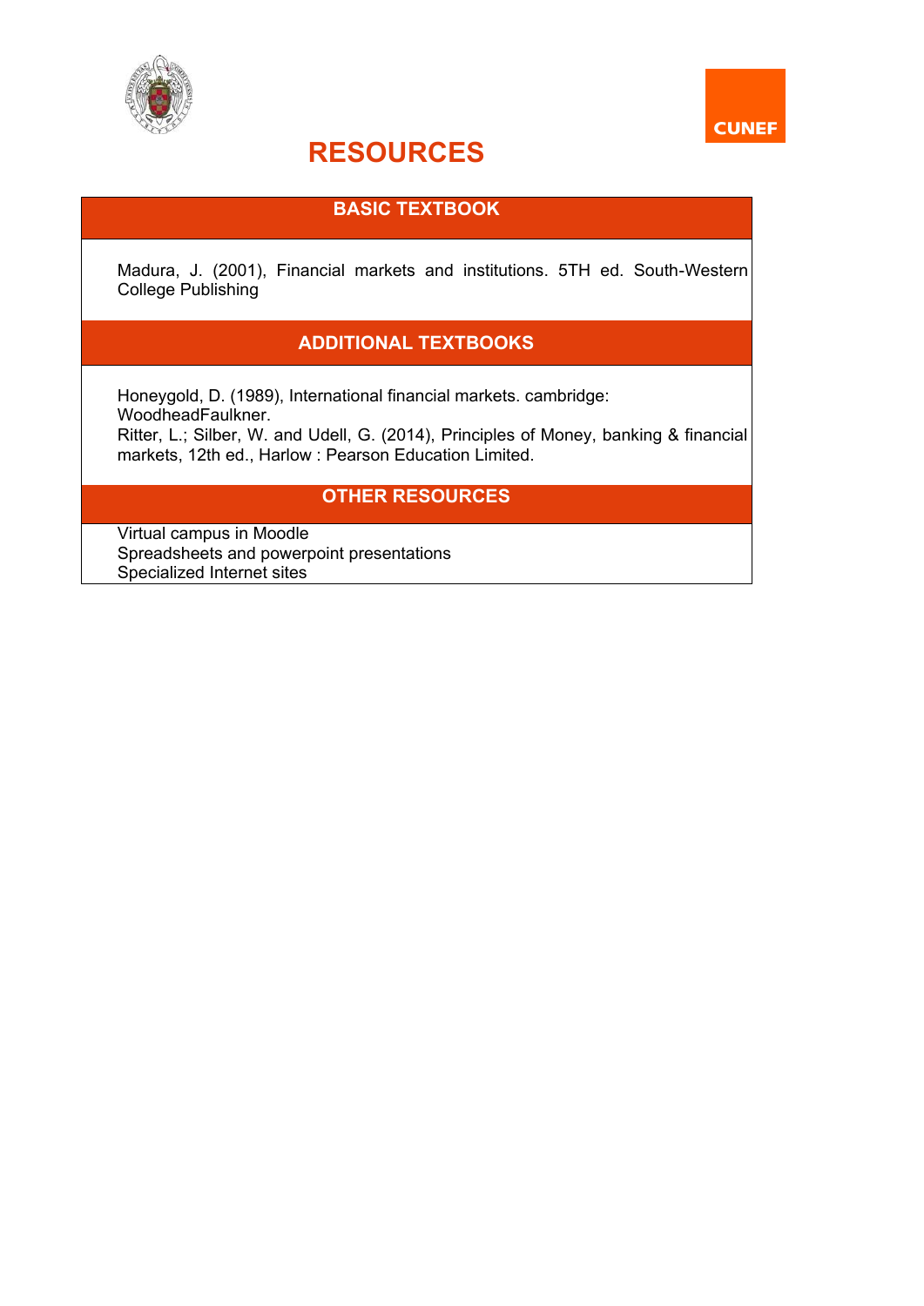# RESOURCES

## BASIC TEXTBOOK

Madura, J. (2001), Financial markets and institutions. 5TH ed. South-Western College Publishing

## ADDITIONAL TEXTBOOKS

Honeygold, D. (1989), International financial markets. cambridge: WoodheadFaulkner.
Ritter, L.; Silber, W. and Udell, G. (2014), Principles of Money, banking & financial markets, 12th ed., Harlow : Pearson Education Limited.

## OTHER RESOURCES

Virtual campus in Moodle
Spreadsheets and powerpoint presentations
Specialized Internet sites